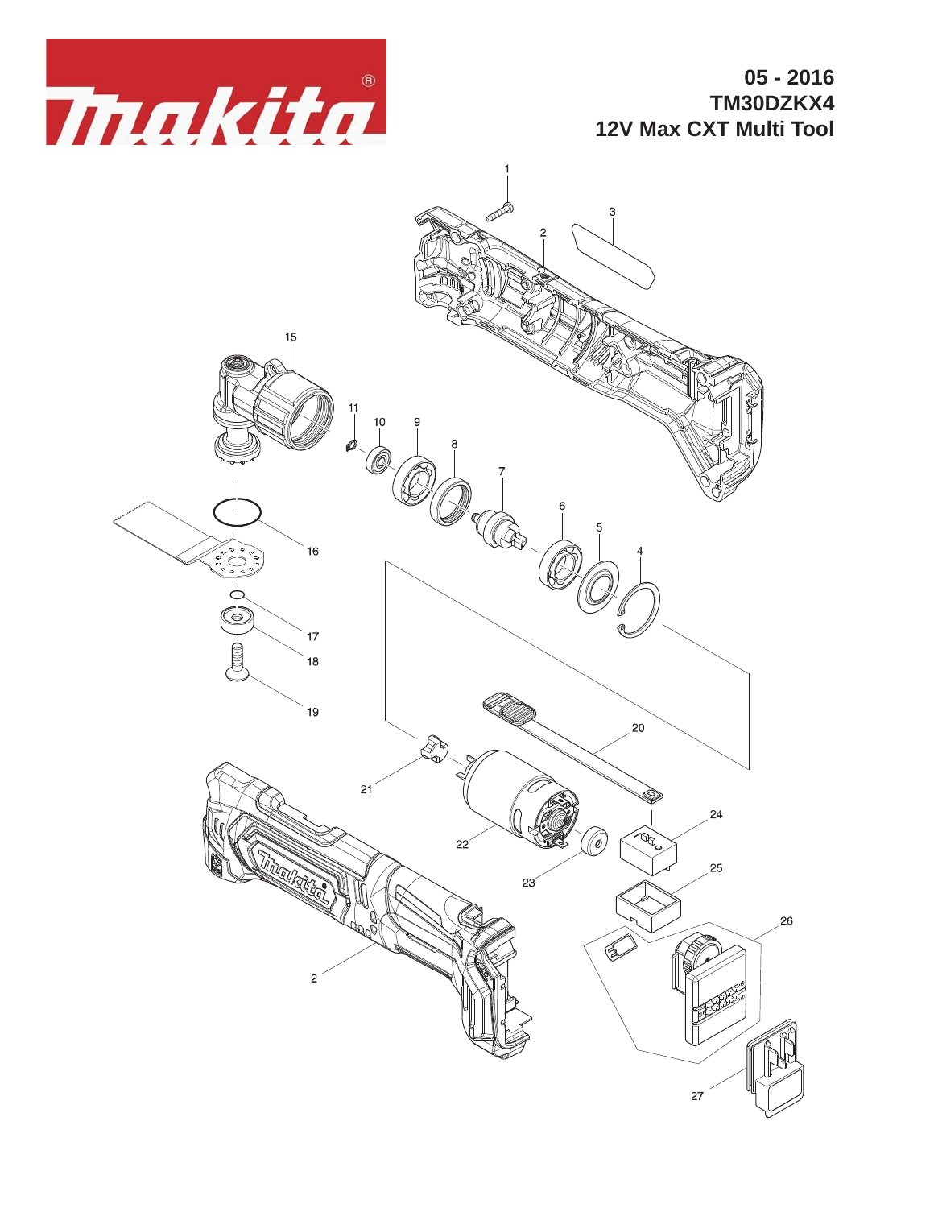05 - 2016

**TM30DZKX4**

**12V Max CXT Multi Tool**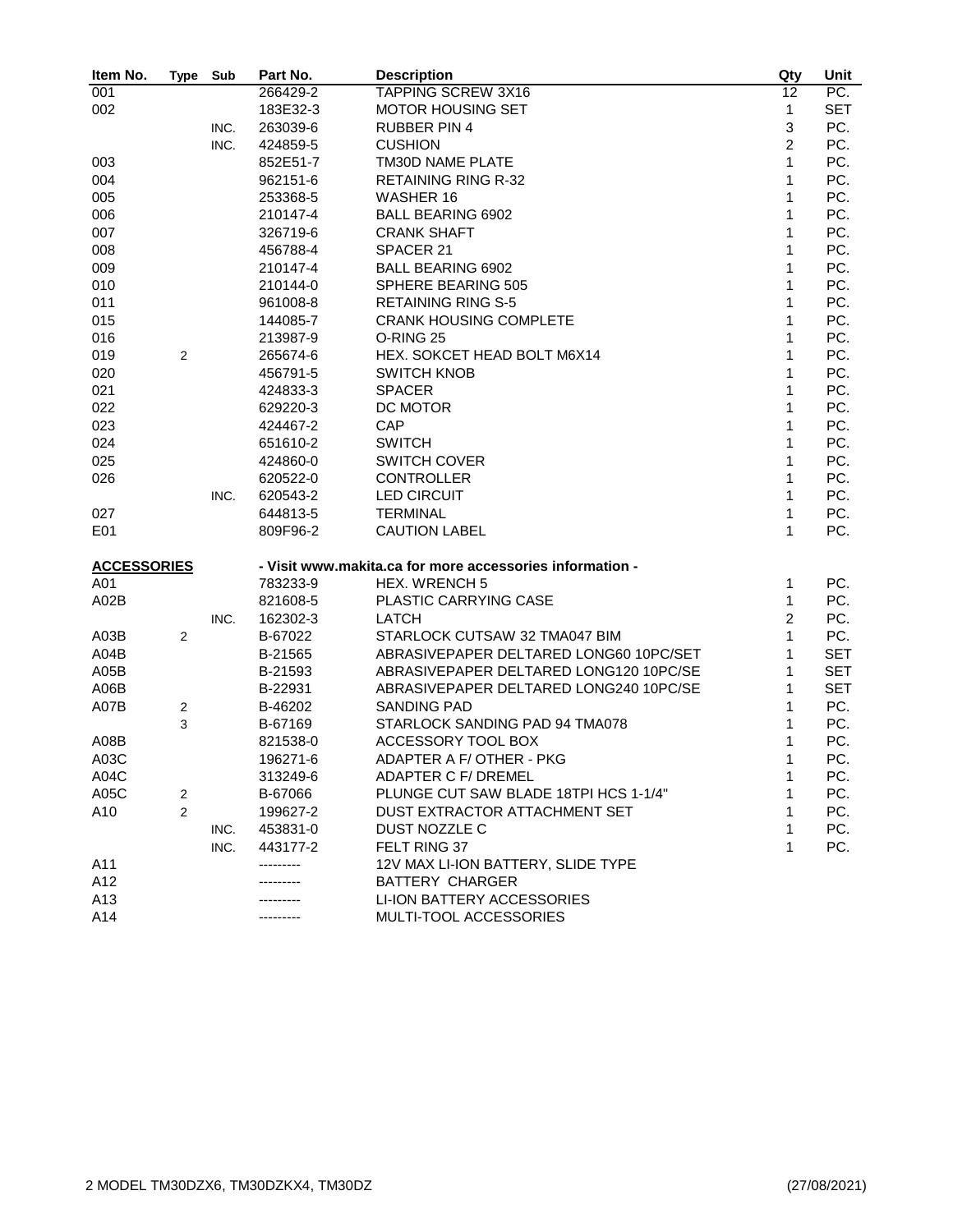| Item No. | Type | Sub | Part No. | Description | Qty | Unit |
|---|---|---|---|---|---|---|
| 001 | | | 266429-2 | TAPPING SCREW 3X16 | 12 | PC. |
| 002 | | | 183E32-3 | MOTOR HOUSING SET | 1 | SET |
| | | INC. | 263039-6 | RUBBER PIN 4 | 3 | PC. |
| | | INC. | 424859-5 | CUSHION | 2 | PC. |
| 003 | | | 852E51-7 | TM30D NAME PLATE | 1 | PC. |
| 004 | | | 962151-6 | RETAINING RING R-32 | 1 | PC. |
| 005 | | | 253368-5 | WASHER 16 | 1 | PC. |
| 006 | | | 210147-4 | BALL BEARING 6902 | 1 | PC. |
| 007 | | | 326719-6 | CRANK SHAFT | 1 | PC. |
| 008 | | | 456788-4 | SPACER 21 | 1 | PC. |
| 009 | | | 210147-4 | BALL BEARING 6902 | 1 | PC. |
| 010 | | | 210144-0 | SPHERE BEARING 505 | 1 | PC. |
| 011 | | | 961008-8 | RETAINING RING S-5 | 1 | PC. |
| 015 | | | 144085-7 | CRANK HOUSING COMPLETE | 1 | PC. |
| 016 | | | 213987-9 | O-RING 25 | 1 | PC. |
| 019 | 2 | | 265674-6 | HEX. SOKCET HEAD BOLT M6X14 | 1 | PC. |
| 020 | | | 456791-5 | SWITCH KNOB | 1 | PC. |
| 021 | | | 424833-3 | SPACER | 1 | PC. |
| 022 | | | 629220-3 | DC MOTOR | 1 | PC. |
| 023 | | | 424467-2 | CAP | 1 | PC. |
| 024 | | | 651610-2 | SWITCH | 1 | PC. |
| 025 | | | 424860-0 | SWITCH COVER | 1 | PC. |
| 026 | | | 620522-0 | CONTROLLER | 1 | PC. |
| | | INC. | 620543-2 | LED CIRCUIT | 1 | PC. |
| 027 | | | 644813-5 | TERMINAL | 1 | PC. |
| E01 | | | 809F96-2 | CAUTION LABEL | 1 | PC. |
| **ACCESSORIES** | | | | - Visit www.makita.ca for more accessories information - | | |
| A01 | | | 783233-9 | HEX. WRENCH 5 | 1 | PC. |
| A02B | | | 821608-5 | PLASTIC CARRYING CASE | 1 | PC. |
| | | INC. | 162302-3 | LATCH | 2 | PC. |
| A03B | 2 | | B-67022 | STARLOCK CUTSAW 32 TMA047 BIM | 1 | PC. |
| A04B | | | B-21565 | ABRASIVEPAPER DELTARED LONG60 10PC/SET | 1 | SET |
| A05B | | | B-21593 | ABRASIVEPAPER DELTARED LONG120 10PC/SE | 1 | SET |
| A06B | | | B-22931 | ABRASIVEPAPER DELTARED LONG240 10PC/SE | 1 | SET |
| A07B | 2 | | B-46202 | SANDING PAD | 1 | PC. |
| | 3 | | B-67169 | STARLOCK SANDING PAD 94 TMA078 | 1 | PC. |
| A08B | | | 821538-0 | ACCESSORY TOOL BOX | 1 | PC. |
| A03C | | | 196271-6 | ADAPTER A F/ OTHER - PKG | 1 | PC. |
| A04C | | | 313249-6 | ADAPTER C F/ DREMEL | 1 | PC. |
| A05C | 2 | | B-67066 | PLUNGE CUT SAW BLADE 18TPI HCS 1-1/4" | 1 | PC. |
| A10 | 2 | | 199627-2 | DUST EXTRACTOR ATTACHMENT SET | 1 | PC. |
| | | INC. | 453831-0 | DUST NOZZLE C | 1 | PC. |
| | | INC. | 443177-2 | FELT RING 37 | 1 | PC. |
| A11 | | | --------- | 12V MAX LI-ION BATTERY, SLIDE TYPE | | |
| A12 | | | --------- | BATTERY CHARGER | | |
| A13 | | | --------- | LI-ION BATTERY ACCESSORIES | | |
| A14 | | | --------- | MULTI-TOOL ACCESSORIES | | |

MODEL TM30DZX6, TM30DZKX4, TM30DZ (27/08/2021)